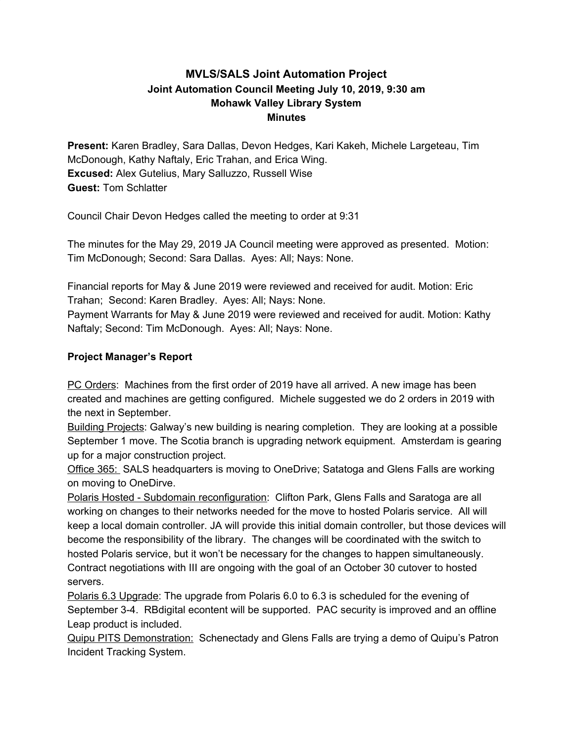# MVLS/SALS Joint Automation Project
## Joint Automation Council Meeting July 10, 2019, 9:30 am
## Mohawk Valley Library System
## Minutes

**Present:** Karen Bradley, Sara Dallas, Devon Hedges, Kari Kakeh, Michele Largeteau, Tim McDonough, Kathy Naftaly, Eric Trahan, and Erica Wing.
**Excused:** Alex Gutelius, Mary Salluzzo, Russell Wise
**Guest:** Tom Schlatter

Council Chair Devon Hedges called the meeting to order at 9:31

The minutes for the May 29, 2019 JA Council meeting were approved as presented. Motion: Tim McDonough; Second: Sara Dallas. Ayes: All; Nays: None.

Financial reports for May & June 2019 were reviewed and received for audit. Motion: Eric Trahan; Second: Karen Bradley. Ayes: All; Nays: None.
Payment Warrants for May & June 2019 were reviewed and received for audit. Motion: Kathy Naftaly; Second: Tim McDonough. Ayes: All; Nays: None.

### Project Manager's Report

PC Orders: Machines from the first order of 2019 have all arrived. A new image has been created and machines are getting configured. Michele suggested we do 2 orders in 2019 with the next in September.
Building Projects: Galway's new building is nearing completion. They are looking at a possible September 1 move. The Scotia branch is upgrading network equipment. Amsterdam is gearing up for a major construction project.
Office 365: SALS headquarters is moving to OneDrive; Satatoga and Glens Falls are working on moving to OneDirve.
Polaris Hosted - Subdomain reconfiguration: Clifton Park, Glens Falls and Saratoga are all working on changes to their networks needed for the move to hosted Polaris service. All will keep a local domain controller. JA will provide this initial domain controller, but those devices will become the responsibility of the library. The changes will be coordinated with the switch to hosted Polaris service, but it won't be necessary for the changes to happen simultaneously. Contract negotiations with III are ongoing with the goal of an October 30 cutover to hosted servers.
Polaris 6.3 Upgrade: The upgrade from Polaris 6.0 to 6.3 is scheduled for the evening of September 3-4. RBdigital econtent will be supported. PAC security is improved and an offline Leap product is included.
Quipu PITS Demonstration: Schenectady and Glens Falls are trying a demo of Quipu's Patron Incident Tracking System.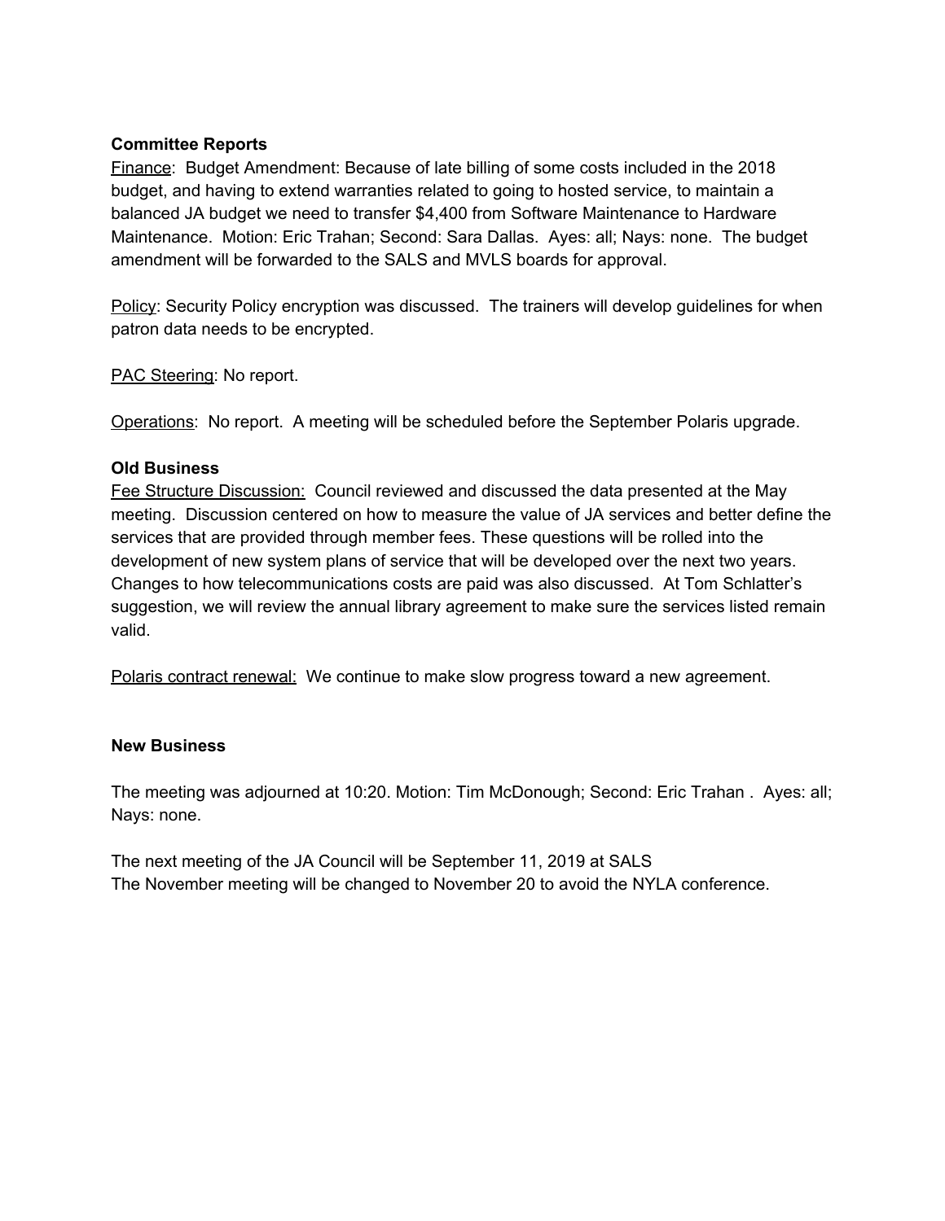**Committee Reports**

Finance: Budget Amendment: Because of late billing of some costs included in the 2018 budget, and having to extend warranties related to going to hosted service, to maintain a balanced JA budget we need to transfer $4,400 from Software Maintenance to Hardware Maintenance. Motion: Eric Trahan; Second: Sara Dallas. Ayes: all; Nays: none. The budget amendment will be forwarded to the SALS and MVLS boards for approval.

Policy: Security Policy encryption was discussed. The trainers will develop guidelines for when patron data needs to be encrypted.

PAC Steering: No report.

Operations: No report. A meeting will be scheduled before the September Polaris upgrade.

**Old Business**

Fee Structure Discussion: Council reviewed and discussed the data presented at the May meeting. Discussion centered on how to measure the value of JA services and better define the services that are provided through member fees. These questions will be rolled into the development of new system plans of service that will be developed over the next two years. Changes to how telecommunications costs are paid was also discussed. At Tom Schlatter's suggestion, we will review the annual library agreement to make sure the services listed remain valid.

Polaris contract renewal: We continue to make slow progress toward a new agreement.

**New Business**

The meeting was adjourned at 10:20. Motion: Tim McDonough; Second: Eric Trahan . Ayes: all; Nays: none.

The next meeting of the JA Council will be September 11, 2019 at SALS
The November meeting will be changed to November 20 to avoid the NYLA conference.